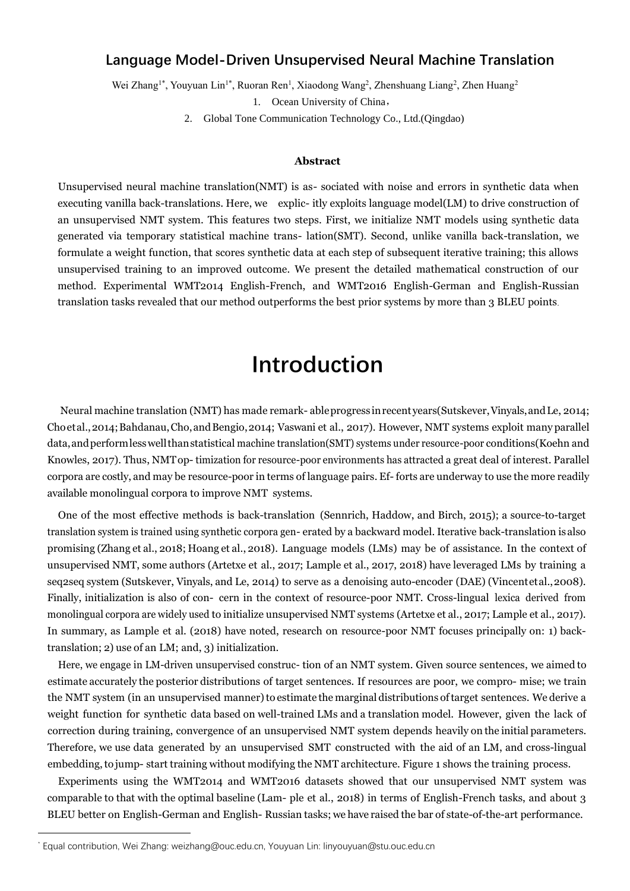# Language Model-Driven Unsupervised Neural Machine Translation

Wei Zhang[1*], Youyuan Lin[1*], Ruoran Ren[1], Xiaodong Wang[2], Zhenshuang Liang[2], Zhen Huang[2]

1. Ocean University of China,
2. Global Tone Communication Technology Co., Ltd.(Qingdao)

### Abstract

Unsupervised neural machine translation(NMT) is as- sociated with noise and errors in synthetic data when executing vanilla back-translations. Here, we explic- itly exploits language model(LM) to drive construction of an unsupervised NMT system. This features two steps. First, we initialize NMT models using synthetic data generated via temporary statistical machine trans- lation(SMT). Second, unlike vanilla back-translation, we formulate a weight function, that scores synthetic data at each step of subsequent iterative training; this allows unsupervised training to an improved outcome. We present the detailed mathematical construction of our method. Experimental WMT2014 English-French, and WMT2016 English-German and English-Russian translation tasks revealed that our method outperforms the best prior systems by more than 3 BLEU points.

# Introduction

Neural machine translation (NMT) has made remark- able progress in recent years(Sutskever, Vinyals, and Le, 2014; Cho et al., 2014; Bahdanau, Cho, and Bengio, 2014; Vaswani et al., 2017). However, NMT systems exploit many parallel data, and perform less well than statistical machine translation(SMT) systems under resource-poor conditions(Koehn and Knowles, 2017). Thus, NMT op- timization for resource-poor environments has attracted a great deal of interest. Parallel corpora are costly, and may be resource-poor in terms of language pairs. Ef- forts are underway to use the more readily available monolingual corpora to improve NMT systems.

One of the most effective methods is back-translation (Sennrich, Haddow, and Birch, 2015); a source-to-target translation system is trained using synthetic corpora gen- erated by a backward model. Iterative back-translation is also promising (Zhang et al., 2018; Hoang et al., 2018). Language models (LMs) may be of assistance. In the context of unsupervised NMT, some authors (Artetxe et al., 2017; Lample et al., 2017, 2018) have leveraged LMs by training a seq2seq system (Sutskever, Vinyals, and Le, 2014) to serve as a denoising auto-encoder (DAE) (Vincent et al., 2008). Finally, initialization is also of con- cern in the context of resource-poor NMT. Cross-lingual lexica derived from monolingual corpora are widely used to initialize unsupervised NMT systems (Artetxe et al., 2017; Lample et al., 2017). In summary, as Lample et al. (2018) have noted, research on resource-poor NMT focuses principally on: 1) back-translation; 2) use of an LM; and, 3) initialization.

Here, we engage in LM-driven unsupervised construc- tion of an NMT system. Given source sentences, we aimed to estimate accurately the posterior distributions of target sentences. If resources are poor, we compro- mise; we train the NMT system (in an unsupervised manner) to estimate the marginal distributions of target sentences. We derive a weight function for synthetic data based on well-trained LMs and a translation model. However, given the lack of correction during training, convergence of an unsupervised NMT system depends heavily on the initial parameters. Therefore, we use data generated by an unsupervised SMT constructed with the aid of an LM, and cross-lingual embedding, to jump- start training without modifying the NMT architecture. Figure 1 shows the training process.

Experiments using the WMT2014 and WMT2016 datasets showed that our unsupervised NMT system was comparable to that with the optimal baseline (Lam- ple et al., 2018) in terms of English-French tasks, and about 3 BLEU better on English-German and English- Russian tasks; we have raised the bar of state-of-the-art performance.

---

[*] Equal contribution, Wei Zhang: weizhang@ouc.edu.cn, Youyuan Lin: linyouyuan@stu.ouc.edu.cn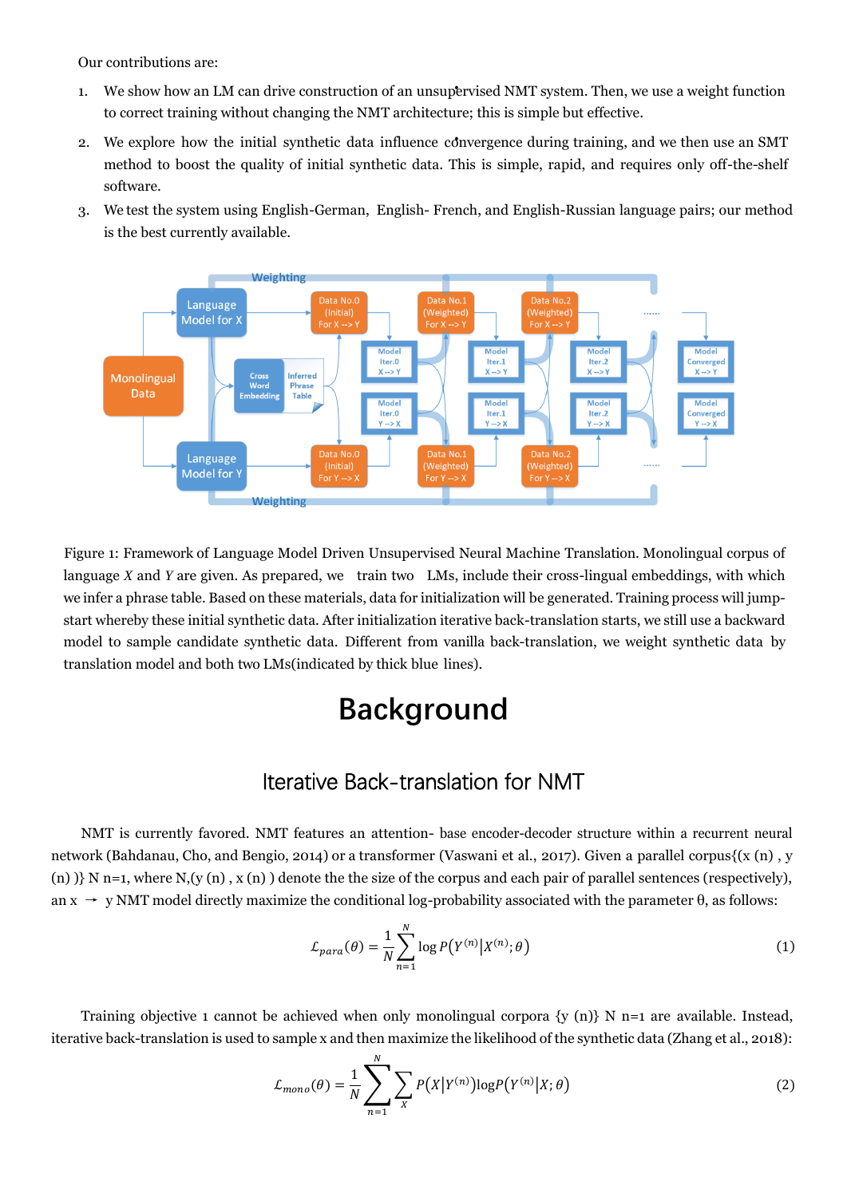Our contributions are:

1. We show how an LM can drive construction of an unsupervised NMT system. Then, we use a weight function to correct training without changing the NMT architecture; this is simple but effective.
2. We explore how the initial synthetic data influence convergence during training, and we then use an SMT method to boost the quality of initial synthetic data. This is simple, rapid, and requires only off-the-shelf software.
3. We test the system using English-German, English- French, and English-Russian language pairs; our method is the best currently available.

Figure 1: Framework of Language Model Driven Unsupervised Neural Machine Translation. Monolingual corpus of language $X$ and $Y$ are given. As prepared, we train two LMs, include their cross-lingual embeddings, with which we infer a phrase table. Based on these materials, data for initialization will be generated. Training process will jump-start whereby these initial synthetic data. After initialization iterative back-translation starts, we still use a backward model to sample candidate synthetic data. Different from vanilla back-translation, we weight synthetic data by translation model and both two LMs(indicated by thick blue lines).

# Background

## Iterative Back-translation for NMT

NMT is currently favored. NMT features an attention- base encoder-decoder structure within a recurrent neural network (Bahdanau, Cho, and Bengio, 2014) or a transformer (Vaswani et al., 2017). Given a parallel corpus$\{(x^{(n)}, y^{(n)})\}_{n=1}^{N}$, where N,$(y^{(n)}, x^{(n)})$ denote the the size of the corpus and each pair of parallel sentences (respectively), an $x \rightarrow y$ NMT model directly maximize the conditional log-probability associated with the parameter θ, as follows:

$$\mathcal{L}_{para}(\theta) = \frac{1}{N}\sum_{n=1}^{N} \log P\left(Y^{(n)} \middle| X^{(n)}; \theta\right) \tag{1}$$

Training objective 1 cannot be achieved when only monolingual corpora $\{y^{(n)}\}_{n=1}^{N}$ are available. Instead, iterative back-translation is used to sample x and then maximize the likelihood of the synthetic data (Zhang et al., 2018):

$$\mathcal{L}_{mono}(\theta) = \frac{1}{N}\sum_{n=1}^{N}\sum_{X} P\left(X \middle| Y^{(n)}\right) \log P\left(Y^{(n)} \middle| X; \theta\right) \tag{2}$$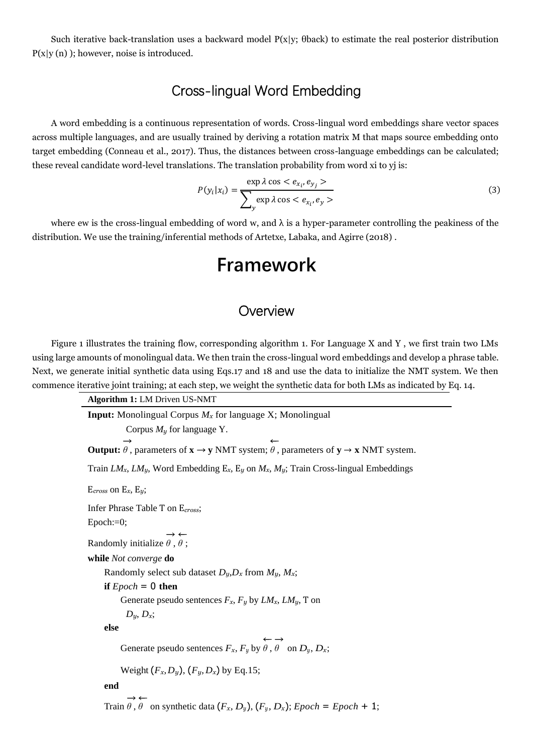Such iterative back-translation uses a backward model P(x|y; θback) to estimate the real posterior distribution P(x|y (n) ); however, noise is introduced.

## Cross-lingual Word Embedding

A word embedding is a continuous representation of words. Cross-lingual word embeddings share vector spaces across multiple languages, and are usually trained by deriving a rotation matrix M that maps source embedding onto target embedding (Conneau et al., 2017). Thus, the distances between cross-language embeddings can be calculated; these reveal candidate word-level translations. The translation probability from word xi to yj is:

$$P(y_i|x_i) = \frac{\exp \lambda \cos < e_{x_i}, e_{y_j} >}{\sum_{y} \exp \lambda \cos < e_{x_i}, e_y >} \tag{3}$$

where ew is the cross-lingual embedding of word w, and λ is a hyper-parameter controlling the peakiness of the distribution. We use the training/inferential methods of Artetxe, Labaka, and Agirre (2018) .

# Framework

## Overview

Figure 1 illustrates the training flow, corresponding algorithm 1. For Language X and Y , we first train two LMs using large amounts of monolingual data. We then train the cross-lingual word embeddings and develop a phrase table. Next, we generate initial synthetic data using Eqs.17 and 18 and use the data to initialize the NMT system. We then commence iterative joint training; at each step, we weight the synthetic data for both LMs as indicated by Eq. 14.

**Algorithm 1:** LM Driven US-NMT

**Input:** Monolingual Corpus $M_x$ for language X; Monolingual Corpus $M_y$ for language Y.

**Output:** $\overrightarrow{\theta}$, parameters of $\mathbf{x} \rightarrow \mathbf{y}$ NMT system; $\overleftarrow{\theta}$, parameters of $\mathbf{y} \rightarrow \mathbf{x}$ NMT system.

Train $LM_x$, $LM_y$, Word Embedding $E_x$, $E_y$ on $M_x$, $M_y$; Train Cross-lingual Embeddings $E_{cross}$ on $E_x$, $E_y$;

Infer Phrase Table T on $E_{cross}$;

Epoch:=0;

Randomly initialize $\overrightarrow{\theta}$, $\overleftarrow{\theta}$;

**while** *Not converge* **do**

  Randomly select sub dataset $D_y$,$D_x$ from $M_y$, $M_x$;

  **if** $Epoch = 0$ **then**

    Generate pseudo sentences $F_x$, $F_y$ by $LM_x$, $LM_y$, T on $D_y$, $D_x$;

  **else**

    Generate pseudo sentences $F_x$, $F_y$ by $\overleftarrow{\theta}$, $\overrightarrow{\theta}$ on $D_y$, $D_x$;

    Weight $(F_x, D_y)$, $(F_y, D_x)$ by Eq.15;

  **end**

  Train $\overrightarrow{\theta}$, $\overleftarrow{\theta}$ on synthetic data $(F_x, D_y)$, $(F_y, D_x)$; $Epoch = Epoch + 1$;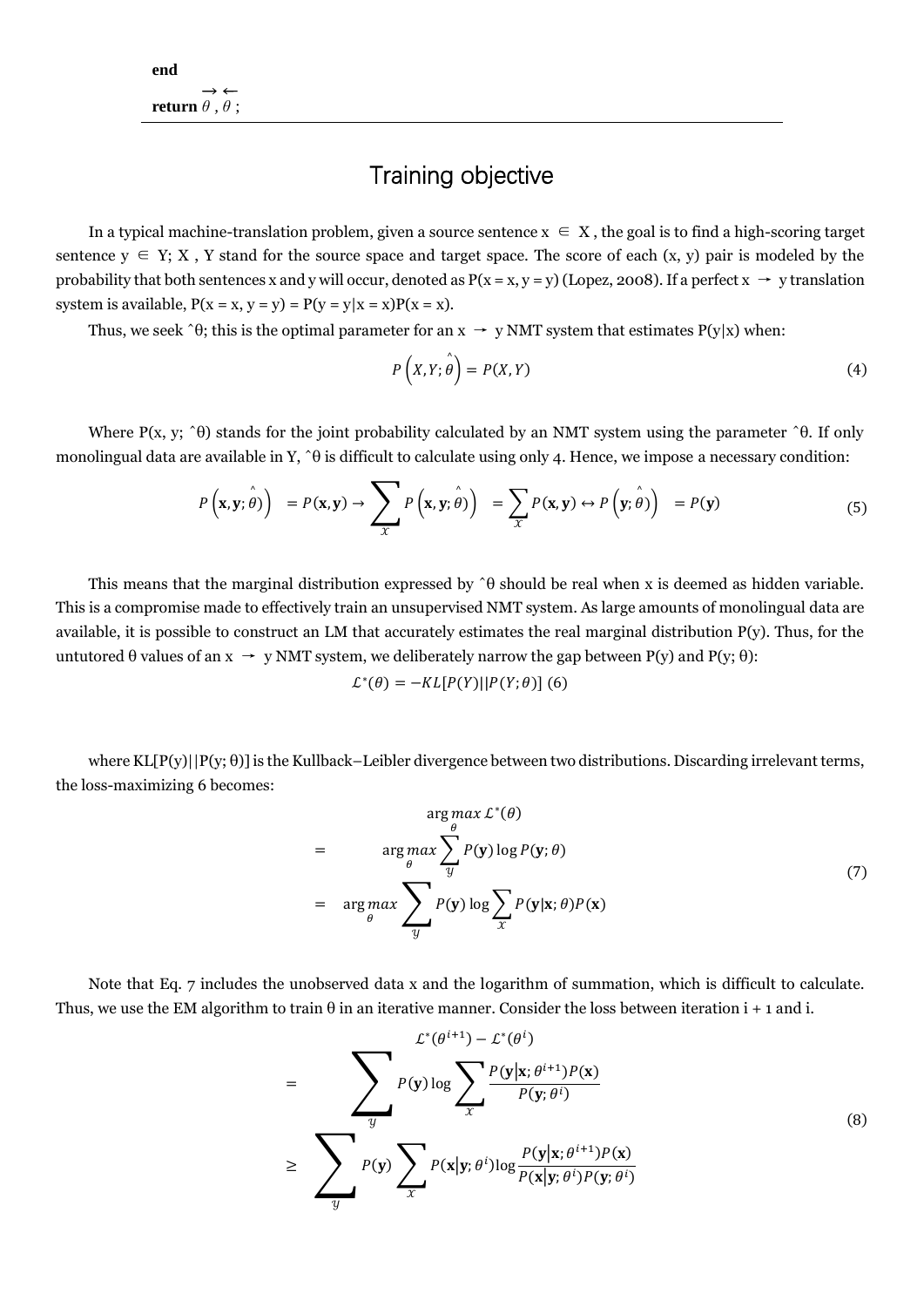**end**

**return** $\overrightarrow{\theta}, \overleftarrow{\theta}$;

## Training objective

In a typical machine-translation problem, given a source sentence $x \in X$, the goal is to find a high-scoring target sentence $y \in Y$; $X$, $Y$ stand for the source space and target space. The score of each (x, y) pair is modeled by the probability that both sentences x and y will occur, denoted as $P(x = x, y = y)$ (Lopez, 2008). If a perfect $x \rightarrow y$ translation system is available, $P(x = x, y = y) = P(y = y|x = x)P(x = x)$.

Thus, we seek $\hat{\theta}$; this is the optimal parameter for an $x \rightarrow y$ NMT system that estimates $P(y|x)$ when:

$$P\left(X, Y; \hat{\theta}\right) = P(X, Y) \tag{4}$$

Where $P(x, y; \hat{\theta})$ stands for the joint probability calculated by an NMT system using the parameter $\hat{\theta}$. If only monolingual data are available in Y, $\hat{\theta}$ is difficult to calculate using only 4. Hence, we impose a necessary condition:

$$P\left(\mathbf{x}, \mathbf{y}; \hat{\theta}\right) = P(\mathbf{x}, \mathbf{y}) \rightarrow \sum_{x} P\left(\mathbf{x}, \mathbf{y}; \hat{\theta}\right) = \sum_{x} P(\mathbf{x}, \mathbf{y}) \leftrightarrow P\left(\mathbf{y}; \hat{\theta}\right) = P(\mathbf{y}) \tag{5}$$

This means that the marginal distribution expressed by $\hat{\theta}$ should be real when x is deemed as hidden variable. This is a compromise made to effectively train an unsupervised NMT system. As large amounts of monolingual data are available, it is possible to construct an LM that accurately estimates the real marginal distribution P(y). Thus, for the untutored θ values of an $x \rightarrow y$ NMT system, we deliberately narrow the gap between P(y) and P(y; θ):

$$\mathcal{L}^{*}(\theta) = -KL[P(Y)||P(Y; \theta)] \tag{6}$$

where $KL[P(y)||P(y; \theta)]$ is the Kullback–Leibler divergence between two distributions. Discarding irrelevant terms, the loss-maximizing 6 becomes:

$$\begin{aligned} & \arg\max_{\theta} \mathcal{L}^{*}(\theta) \\ = & \arg\max_{\theta} \sum_{y} P(\mathbf{y}) \log P(\mathbf{y}; \theta) \\ = & \arg\max_{\theta} \sum_{y} P(\mathbf{y}) \log \sum_{x} P(\mathbf{y}|\mathbf{x}; \theta) P(\mathbf{x}) \end{aligned} \tag{7}$$

Note that Eq. 7 includes the unobserved data x and the logarithm of summation, which is difficult to calculate. Thus, we use the EM algorithm to train θ in an iterative manner. Consider the loss between iteration i + 1 and i.

$$\begin{aligned} & \mathcal{L}^{*}(\theta^{i+1}) - \mathcal{L}^{*}(\theta^{i}) \\ = & \sum_{y} P(\mathbf{y}) \log \sum_{x} \frac{P(\mathbf{y}|\mathbf{x}; \theta^{i+1}) P(\mathbf{x})}{P(\mathbf{y}; \theta^{i})} \\ \geq & \sum_{y} P(\mathbf{y}) \sum_{x} P(\mathbf{x}|\mathbf{y}; \theta^{i}) \log \frac{P(\mathbf{y}|\mathbf{x}; \theta^{i+1}) P(\mathbf{x})}{P(\mathbf{x}|\mathbf{y}; \theta^{i}) P(\mathbf{y}; \theta^{i})} \end{aligned} \tag{8}$$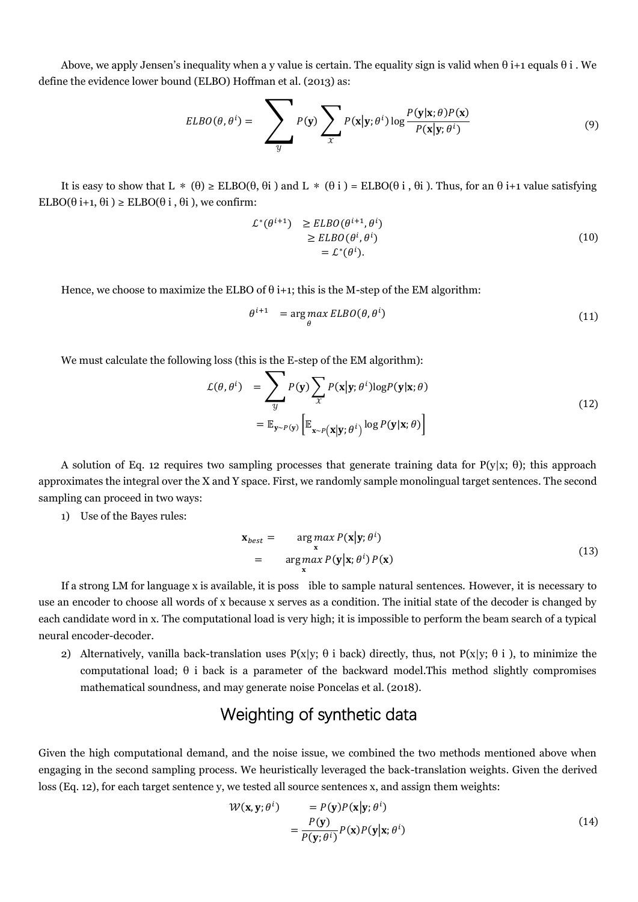Above, we apply Jensen's inequality when a y value is certain. The equality sign is valid when $\theta^{i+1}$ equals $\theta^i$. We define the evidence lower bound (ELBO) Hoffman et al. (2013) as:

$$ELBO(\theta, \theta^i) = \sum_{y} P(\mathbf{y}) \sum_{x} P(\mathbf{x}|\mathbf{y}; \theta^i) \log \frac{P(\mathbf{y}|\mathbf{x}; \theta) P(\mathbf{x})}{P(\mathbf{x}|\mathbf{y}; \theta^i)} \tag{9}$$

It is easy to show that $L*(\theta) \geq \text{ELBO}(\theta, \theta^i)$ and $L*(\theta^i) = \text{ELBO}(\theta^i, \theta^i)$. Thus, for an $\theta^{i+1}$ value satisfying $\text{ELBO}(\theta^{i+1}, \theta^i) \geq \text{ELBO}(\theta^i, \theta^i)$, we confirm:

$$\begin{aligned} \mathcal{L}^*(\theta^{i+1}) &\geq ELBO(\theta^{i+1}, \theta^i) \\ &\geq ELBO(\theta^i, \theta^i) \\ &= \mathcal{L}^*(\theta^i). \end{aligned} \tag{10}$$

Hence, we choose to maximize the ELBO of $\theta^{i+1}$; this is the M-step of the EM algorithm:

$$\theta^{i+1} = \arg\max_{\theta} ELBO(\theta, \theta^i) \tag{11}$$

We must calculate the following loss (this is the E-step of the EM algorithm):

$$\begin{aligned} \mathcal{L}(\theta, \theta^i) &= \sum_{y} P(\mathbf{y}) \sum_{x} P(\mathbf{x}|\mathbf{y}; \theta^i) \log P(\mathbf{y}|\mathbf{x}; \theta) \\ &= \mathbb{E}_{\mathbf{y} \sim P(\mathbf{y})} \left[ \mathbb{E}_{\mathbf{x} \sim P(\mathbf{x}|\mathbf{y}; \theta^i)} \log P(\mathbf{y}|\mathbf{x}; \theta) \right] \end{aligned} \tag{12}$$

A solution of Eq. 12 requires two sampling processes that generate training data for $P(y|x; \theta)$; this approach approximates the integral over the X and Y space. First, we randomly sample monolingual target sentences. The second sampling can proceed in two ways:

1) Use of the Bayes rules:

$$\begin{aligned} \mathbf{x}_{best} &= \arg\max_{\mathbf{x}} P(\mathbf{x}|\mathbf{y}; \theta^i) \\ &= \arg\max_{\mathbf{x}} P(\mathbf{y}|\mathbf{x}; \theta^i) P(\mathbf{x}) \end{aligned} \tag{13}$$

If a strong LM for language x is available, it is possible to sample natural sentences. However, it is necessary to use an encoder to choose all words of x because x serves as a condition. The initial state of the decoder is changed by each candidate word in x. The computational load is very high; it is impossible to perform the beam search of a typical neural encoder-decoder.

2) Alternatively, vanilla back-translation uses $P(x|y; \theta^i_{back})$ directly, thus, not $P(x|y; \theta^i)$, to minimize the computational load; $\theta^i_{back}$ is a parameter of the backward model.This method slightly compromises mathematical soundness, and may generate noise Poncelas et al. (2018).

## Weighting of synthetic data

Given the high computational demand, and the noise issue, we combined the two methods mentioned above when engaging in the second sampling process. We heuristically leveraged the back-translation weights. Given the derived loss (Eq. 12), for each target sentence y, we tested all source sentences x, and assign them weights:

$$\begin{aligned} \mathcal{W}(\mathbf{x}, \mathbf{y}; \theta^i) &= P(\mathbf{y}) P(\mathbf{x}|\mathbf{y}; \theta^i) \\ &= \frac{P(\mathbf{y})}{P(\mathbf{y}; \theta^i)} P(\mathbf{x}) P(\mathbf{y}|\mathbf{x}; \theta^i) \end{aligned} \tag{14}$$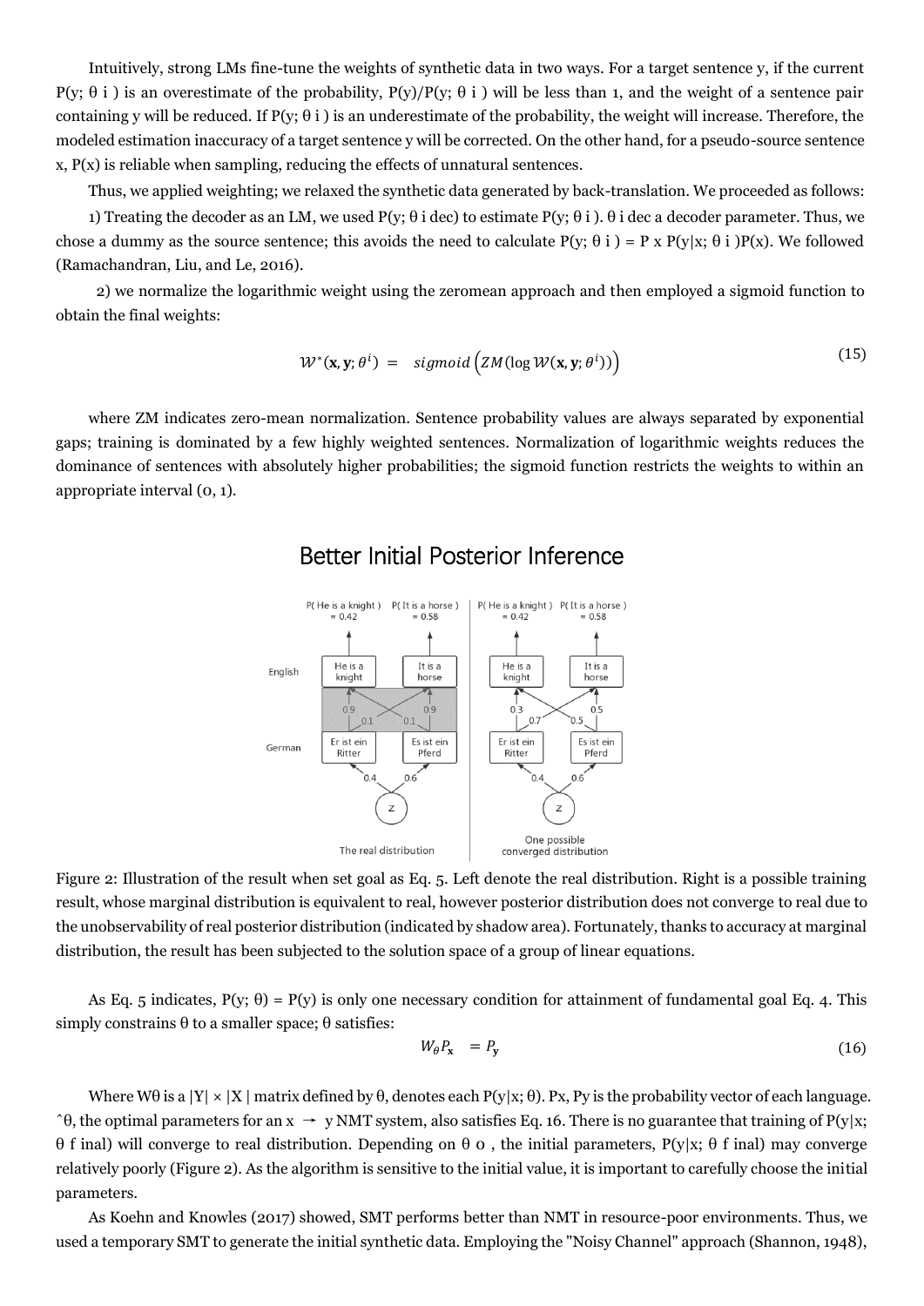Intuitively, strong LMs fine-tune the weights of synthetic data in two ways. For a target sentence y, if the current $P(y; \theta_i)$ is an overestimate of the probability, $P(y)/P(y; \theta_i)$ will be less than 1, and the weight of a sentence pair containing y will be reduced. If $P(y; \theta_i)$ is an underestimate of the probability, the weight will increase. Therefore, the modeled estimation inaccuracy of a target sentence y will be corrected. On the other hand, for a pseudo-source sentence x, $P(x)$ is reliable when sampling, reducing the effects of unnatural sentences.

Thus, we applied weighting; we relaxed the synthetic data generated by back-translation. We proceeded as follows:

1) Treating the decoder as an LM, we used $P(y; \theta_i dec)$ to estimate $P(y; \theta_i)$. $\theta_i dec$ a decoder parameter. Thus, we chose a dummy as the source sentence; this avoids the need to calculate $P(y; \theta_i) = P \times P(y|x; \theta_i)P(x)$. We followed (Ramachandran, Liu, and Le, 2016).

2) we normalize the logarithmic weight using the zeromean approach and then employed a sigmoid function to obtain the final weights:

$$\mathcal{W}^*(\mathbf{x}, \mathbf{y}; \theta^i) = sigmoid\left(ZM(\log \mathcal{W}(\mathbf{x}, \mathbf{y}; \theta^i))\right) \tag{15}$$

where ZM indicates zero-mean normalization. Sentence probability values are always separated by exponential gaps; training is dominated by a few highly weighted sentences. Normalization of logarithmic weights reduces the dominance of sentences with absolutely higher probabilities; the sigmoid function restricts the weights to within an appropriate interval (0, 1).

## Better Initial Posterior Inference

Figure 2: Illustration of the result when set goal as Eq. 5. Left denote the real distribution. Right is a possible training result, whose marginal distribution is equivalent to real, however posterior distribution does not converge to real due to the unobservability of real posterior distribution (indicated by shadow area). Fortunately, thanks to accuracy at marginal distribution, the result has been subjected to the solution space of a group of linear equations.

As Eq. 5 indicates, $P(y; \theta) = P(y)$ is only one necessary condition for attainment of fundamental goal Eq. 4. This simply constrains $\theta$ to a smaller space; $\theta$ satisfies:

$$W_\theta P_\mathbf{x} = P_\mathbf{y} \tag{16}$$

Where $W\theta$ is a $|Y| \times |X|$ matrix defined by $\theta$, denotes each $P(y|x; \theta)$. Px, Py is the probability vector of each language. $\hat{\theta}$, the optimal parameters for an $x \rightarrow y$ NMT system, also satisfies Eq. 16. There is no guarantee that training of $P(y|x; \theta_{final})$ will converge to real distribution. Depending on $\theta_0$, the initial parameters, $P(y|x; \theta_{final})$ may converge relatively poorly (Figure 2). As the algorithm is sensitive to the initial value, it is important to carefully choose the initial parameters.

As Koehn and Knowles (2017) showed, SMT performs better than NMT in resource-poor environments. Thus, we used a temporary SMT to generate the initial synthetic data. Employing the "Noisy Channel" approach (Shannon, 1948),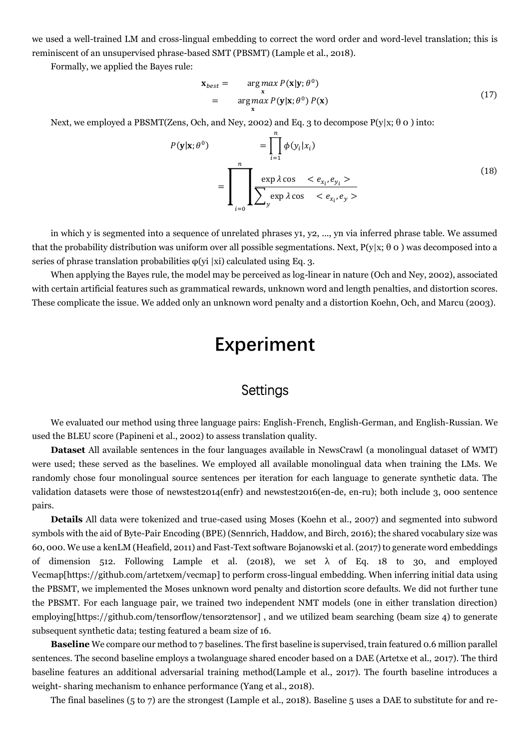we used a well-trained LM and cross-lingual embedding to correct the word order and word-level translation; this is reminiscent of an unsupervised phrase-based SMT (PBSMT) (Lample et al., 2018).

Formally, we applied the Bayes rule:

$$
\begin{aligned}
\mathbf{x}_{best} &= \arg\max_{\mathbf{x}} P(\mathbf{x}|\mathbf{y};\theta^0) \\
&= \arg\max_{\mathbf{x}} P(\mathbf{y}|\mathbf{x};\theta^0)\, P(\mathbf{x})
\end{aligned}
\tag{17}
$$

Next, we employed a PBSMT(Zens, Och, and Ney, 2002) and Eq. 3 to decompose P(y|x; θ 0 ) into:

$$
\begin{aligned}
P(\mathbf{y}|\mathbf{x};\theta^0) &= \prod_{i=1}^{n} \phi(y_i|x_i) \\
&= \prod_{i=0}^{n} \frac{\exp \lambda \cos < e_{x_i}, e_{y_i} >}{\sum_{y} \exp \lambda \cos < e_{x_i}, e_{y} >}
\end{aligned}
\tag{18}
$$

in which y is segmented into a sequence of unrelated phrases y1, y2, ..., yn via inferred phrase table. We assumed that the probability distribution was uniform over all possible segmentations. Next, P(y|x; θ 0 ) was decomposed into a series of phrase translation probabilities φ(yi |xi) calculated using Eq. 3.

When applying the Bayes rule, the model may be perceived as log-linear in nature (Och and Ney, 2002), associated with certain artificial features such as grammatical rewards, unknown word and length penalties, and distortion scores. These complicate the issue. We added only an unknown word penalty and a distortion Koehn, Och, and Marcu (2003).

# Experiment

## Settings

We evaluated our method using three language pairs: English-French, English-German, and English-Russian. We used the BLEU score (Papineni et al., 2002) to assess translation quality.

**Dataset** All available sentences in the four languages available in NewsCrawl (a monolingual dataset of WMT) were used; these served as the baselines. We employed all available monolingual data when training the LMs. We randomly chose four monolingual source sentences per iteration for each language to generate synthetic data. The validation datasets were those of newstest2014(enfr) and newstest2016(en-de, en-ru); both include 3, 000 sentence pairs.

**Details** All data were tokenized and true-cased using Moses (Koehn et al., 2007) and segmented into subword symbols with the aid of Byte-Pair Encoding (BPE) (Sennrich, Haddow, and Birch, 2016); the shared vocabulary size was 60, 000. We use a kenLM (Heafield, 2011) and Fast-Text software Bojanowski et al. (2017) to generate word embeddings of dimension 512. Following Lample et al. (2018), we set λ of Eq. 18 to 30, and employed Vecmap[https://github.com/artetxem/vecmap] to perform cross-lingual embedding. When inferring initial data using the PBSMT, we implemented the Moses unknown word penalty and distortion score defaults. We did not further tune the PBSMT. For each language pair, we trained two independent NMT models (one in either translation direction) employing[https://github.com/tensorflow/tensor2tensor] , and we utilized beam searching (beam size 4) to generate subsequent synthetic data; testing featured a beam size of 16.

**Baseline** We compare our method to 7 baselines. The first baseline is supervised, train featured 0.6 million parallel sentences. The second baseline employs a twolanguage shared encoder based on a DAE (Artetxe et al., 2017). The third baseline features an additional adversarial training method(Lample et al., 2017). The fourth baseline introduces a weight- sharing mechanism to enhance performance (Yang et al., 2018).

The final baselines (5 to 7) are the strongest (Lample et al., 2018). Baseline 5 uses a DAE to substitute for and re-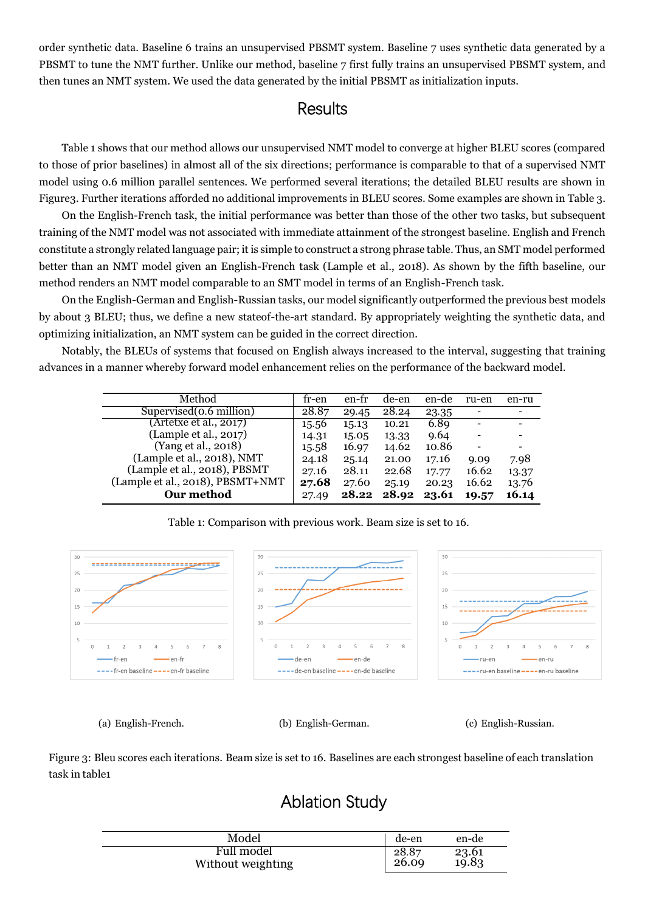order synthetic data. Baseline 6 trains an unsupervised PBSMT system. Baseline 7 uses synthetic data generated by a PBSMT to tune the NMT further. Unlike our method, baseline 7 first fully trains an unsupervised PBSMT system, and then tunes an NMT system. We used the data generated by the initial PBSMT as initialization inputs.

## Results

Table 1 shows that our method allows our unsupervised NMT model to converge at higher BLEU scores (compared to those of prior baselines) in almost all of the six directions; performance is comparable to that of a supervised NMT model using 0.6 million parallel sentences. We performed several iterations; the detailed BLEU results are shown in Figure3. Further iterations afforded no additional improvements in BLEU scores. Some examples are shown in Table 3.

On the English-French task, the initial performance was better than those of the other two tasks, but subsequent training of the NMT model was not associated with immediate attainment of the strongest baseline. English and French constitute a strongly related language pair; it is simple to construct a strong phrase table. Thus, an SMT model performed better than an NMT model given an English-French task (Lample et al., 2018). As shown by the fifth baseline, our method renders an NMT model comparable to an SMT model in terms of an English-French task.

On the English-German and English-Russian tasks, our model significantly outperformed the previous best models by about 3 BLEU; thus, we define a new stateof-the-art standard. By appropriately weighting the synthetic data, and optimizing initialization, an NMT system can be guided in the correct direction.

Notably, the BLEUs of systems that focused on English always increased to the interval, suggesting that training advances in a manner whereby forward model enhancement relies on the performance of the backward model.

| Method | fr-en | en-fr | de-en | en-de | ru-en | en-ru |
|---|---|---|---|---|---|---|
| Supervised(0.6 million) | 28.87 | 29.45 | 28.24 | 23.35 | - | - |
| (Artetxe et al., 2017) | 15.56 | 15.13 | 10.21 | 6.89 | - | - |
| (Lample et al., 2017) | 14.31 | 15.05 | 13.33 | 9.64 | - | - |
| (Yang et al., 2018) | 15.58 | 16.97 | 14.62 | 10.86 | - | - |
| (Lample et al., 2018), NMT | 24.18 | 25.14 | 21.00 | 17.16 | 9.09 | 7.98 |
| (Lample et al., 2018), PBSMT | 27.16 | 28.11 | 22.68 | 17.77 | 16.62 | 13.37 |
| (Lample et al., 2018), PBSMT+NMT | **27.68** | 27.60 | 25.19 | 20.23 | 16.62 | 13.76 |
| **Our method** | 27.49 | **28.22** | **28.92** | **23.61** | **19.57** | **16.14** |

Table 1: Comparison with previous work. Beam size is set to 16.

(a) English-French.

(b) English-German.

(c) English-Russian.

Figure 3: Bleu scores each iterations. Beam size is set to 16. Baselines are each strongest baseline of each translation task in table1

## Ablation Study

| Model | de-en | en-de |
|---|---|---|
| Full model | 28.87 | 23.61 |
| Without weighting | 26.09 | 19.83 |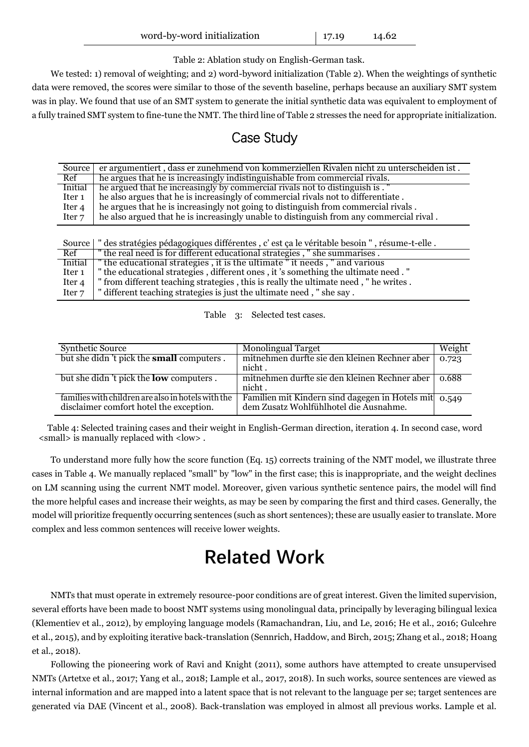| word-by-word initialization | 17.19 | 14.62 |
|---|---|---|

Table 2: Ablation study on English-German task.

We tested: 1) removal of weighting; and 2) word-byword initialization (Table 2). When the weightings of synthetic data were removed, the scores were similar to those of the seventh baseline, perhaps because an auxiliary SMT system was in play. We found that use of an SMT system to generate the initial synthetic data was equivalent to employment of a fully trained SMT system to fine-tune the NMT. The third line of Table 2 stresses the need for appropriate initialization.

## Case Study

| Source | er argumentiert , dass er zunehmend von kommerziellen Rivalen nicht zu unterscheiden ist . |
|---|---|
| Ref | he argues that he is increasingly indistinguishable from commercial rivals. |
| Initial | he argued that he increasingly by commercial rivals not to distinguish is . " |
| Iter 1 | he also argues that he is increasingly of commercial rivals not to differentiate . |
| Iter 4 | he argues that he is increasingly not going to distinguish from commercial rivals . |
| Iter 7 | he also argued that he is increasingly unable to distinguish from any commercial rival . |

| Source | " des stratégies pédagogiques différentes , c' est ça le véritable besoin " , résume-t-elle . |
|---|---|
| Ref | " the real need is for different educational strategies , " she summarises . |
| Initial | " the educational strategies , it is the ultimate " it needs , " and various |
| Iter 1 | " the educational strategies , different ones , it 's something the ultimate need . " |
| Iter 4 | " from different teaching strategies , this is really the ultimate need , " he writes . |
| Iter 7 | " different teaching strategies is just the ultimate need , " she say . |

Table 3: Selected test cases.

| Synthetic Source | Monolingual Target | Weight |
|---|---|---|
| but she didn 't pick the **small** computers . | mitnehmen durfte sie den kleinen Rechner aber nicht . | 0.723 |
| but she didn 't pick the **low** computers . | mitnehmen durfte sie den kleinen Rechner aber nicht . | 0.688 |
| families with children are also in hotels with the disclaimer comfort hotel the exception. | Familien mit Kindern sind dagegen in Hotels mit dem Zusatz Wohlfühlhotel die Ausnahme. | 0.549 |

Table 4: Selected training cases and their weight in English-German direction, iteration 4. In second case, word <small> is manually replaced with <low> .

To understand more fully how the score function (Eq. 15) corrects training of the NMT model, we illustrate three cases in Table 4. We manually replaced "small" by "low" in the first case; this is inappropriate, and the weight declines on LM scanning using the current NMT model. Moreover, given various synthetic sentence pairs, the model will find the more helpful cases and increase their weights, as may be seen by comparing the first and third cases. Generally, the model will prioritize frequently occurring sentences (such as short sentences); these are usually easier to translate. More complex and less common sentences will receive lower weights.

# Related Work

NMTs that must operate in extremely resource-poor conditions are of great interest. Given the limited supervision, several efforts have been made to boost NMT systems using monolingual data, principally by leveraging bilingual lexica (Klementiev et al., 2012), by employing language models (Ramachandran, Liu, and Le, 2016; He et al., 2016; Gulcehre et al., 2015), and by exploiting iterative back-translation (Sennrich, Haddow, and Birch, 2015; Zhang et al., 2018; Hoang et al., 2018).

Following the pioneering work of Ravi and Knight (2011), some authors have attempted to create unsupervised NMTs (Artetxe et al., 2017; Yang et al., 2018; Lample et al., 2017, 2018). In such works, source sentences are viewed as internal information and are mapped into a latent space that is not relevant to the language per se; target sentences are generated via DAE (Vincent et al., 2008). Back-translation was employed in almost all previous works. Lample et al.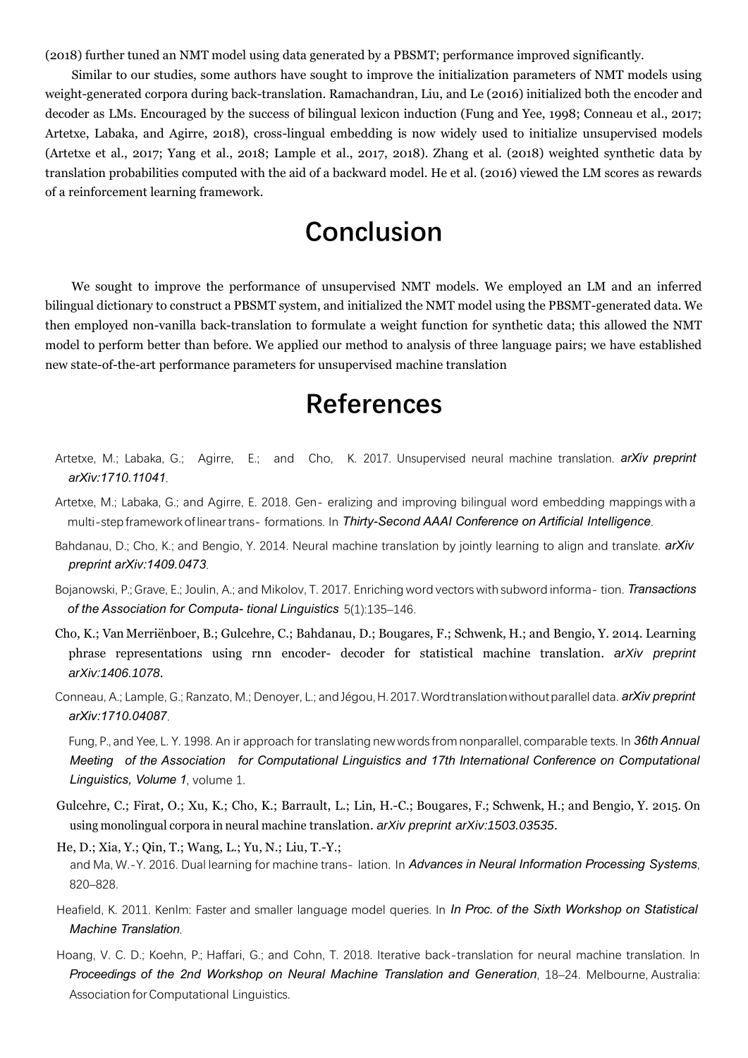(2018) further tuned an NMT model using data generated by a PBSMT; performance improved significantly.

Similar to our studies, some authors have sought to improve the initialization parameters of NMT models using weight-generated corpora during back-translation. Ramachandran, Liu, and Le (2016) initialized both the encoder and decoder as LMs. Encouraged by the success of bilingual lexicon induction (Fung and Yee, 1998; Conneau et al., 2017; Artetxe, Labaka, and Agirre, 2018), cross-lingual embedding is now widely used to initialize unsupervised models (Artetxe et al., 2017; Yang et al., 2018; Lample et al., 2017, 2018). Zhang et al. (2018) weighted synthetic data by translation probabilities computed with the aid of a backward model. He et al. (2016) viewed the LM scores as rewards of a reinforcement learning framework.

# Conclusion

We sought to improve the performance of unsupervised NMT models. We employed an LM and an inferred bilingual dictionary to construct a PBSMT system, and initialized the NMT model using the PBSMT-generated data. We then employed non-vanilla back-translation to formulate a weight function for synthetic data; this allowed the NMT model to perform better than before. We applied our method to analysis of three language pairs; we have established new state-of-the-art performance parameters for unsupervised machine translation

# References

Artetxe, M.; Labaka, G.; Agirre, E.; and Cho, K. 2017. Unsupervised neural machine translation. *arXiv preprint arXiv:1710.11041*.

Artetxe, M.; Labaka, G.; and Agirre, E. 2018. Gen- eralizing and improving bilingual word embedding mappings with a multi-step framework of linear trans- formations. In *Thirty-Second AAAI Conference on Artificial Intelligence*.

Bahdanau, D.; Cho, K.; and Bengio, Y. 2014. Neural machine translation by jointly learning to align and translate. *arXiv preprint arXiv:1409.0473*.

Bojanowski, P.; Grave, E.; Joulin, A.; and Mikolov, T. 2017. Enriching word vectors with subword informa- tion. *Transactions of the Association for Computa- tional Linguistics* 5(1):135–146.

Cho, K.; Van Merriënboer, B.; Gulcehre, C.; Bahdanau, D.; Bougares, F.; Schwenk, H.; and Bengio, Y. 2014. Learning phrase representations using rnn encoder- decoder for statistical machine translation. *arXiv preprint arXiv:1406.1078*.

Conneau, A.; Lample, G.; Ranzato, M.; Denoyer, L.; and Jégou, H. 2017. Word translation without parallel data. *arXiv preprint arXiv:1710.04087*.

Fung, P., and Yee, L. Y. 1998. An ir approach for translating new words from nonparallel, comparable texts. In *36th Annual Meeting of the Association for Computational Linguistics and 17th International Conference on Computational Linguistics, Volume 1*, volume 1.

Gulcehre, C.; Firat, O.; Xu, K.; Cho, K.; Barrault, L.; Lin, H.-C.; Bougares, F.; Schwenk, H.; and Bengio, Y. 2015. On using monolingual corpora in neural machine translation. *arXiv preprint arXiv:1503.03535*.

He, D.; Xia, Y.; Qin, T.; Wang, L.; Yu, N.; Liu, T.-Y.; and Ma, W.-Y. 2016. Dual learning for machine trans- lation. In *Advances in Neural Information Processing Systems*, 820–828.

Heafield, K. 2011. Kenlm: Faster and smaller language model queries. In *In Proc. of the Sixth Workshop on Statistical Machine Translation*.

Hoang, V. C. D.; Koehn, P.; Haffari, G.; and Cohn, T. 2018. Iterative back-translation for neural machine translation. In *Proceedings of the 2nd Workshop on Neural Machine Translation and Generation*, 18–24. Melbourne, Australia: Association for Computational Linguistics.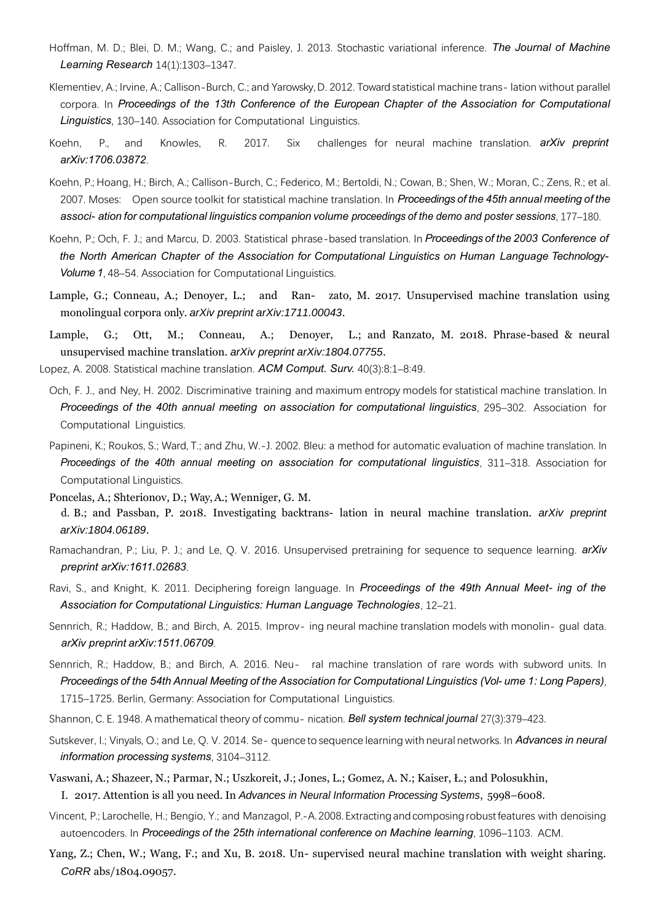Hoffman, M. D.; Blei, D. M.; Wang, C.; and Paisley, J. 2013. Stochastic variational inference. *The Journal of Machine Learning Research* 14(1):1303–1347.

Klementiev, A.; Irvine, A.; Callison-Burch, C.; and Yarowsky, D. 2012. Toward statistical machine trans- lation without parallel corpora. In *Proceedings of the 13th Conference of the European Chapter of the Association for Computational Linguistics*, 130–140. Association for Computational Linguistics.

Koehn, P., and Knowles, R. 2017. Six challenges for neural machine translation. *arXiv preprint arXiv:1706.03872*.

Koehn, P.; Hoang, H.; Birch, A.; Callison-Burch, C.; Federico, M.; Bertoldi, N.; Cowan, B.; Shen, W.; Moran, C.; Zens, R.; et al. 2007. Moses: Open source toolkit for statistical machine translation. In *Proceedings of the 45th annual meeting of the associ- ation for computational linguistics companion volume proceedings of the demo and poster sessions*, 177–180.

Koehn, P.; Och, F. J.; and Marcu, D. 2003. Statistical phrase-based translation. In *Proceedings of the 2003 Conference of the North American Chapter of the Association for Computational Linguistics on Human Language Technology-Volume 1*, 48–54. Association for Computational Linguistics.

Lample, G.; Conneau, A.; Denoyer, L.; and Ran- zato, M. 2017. Unsupervised machine translation using monolingual corpora only. *arXiv preprint arXiv:1711.00043*.

Lample, G.; Ott, M.; Conneau, A.; Denoyer, L.; and Ranzato, M. 2018. Phrase-based & neural unsupervised machine translation. *arXiv preprint arXiv:1804.07755*.

Lopez, A. 2008. Statistical machine translation. *ACM Comput. Surv.* 40(3):8:1–8:49.

Och, F. J., and Ney, H. 2002. Discriminative training and maximum entropy models for statistical machine translation. In *Proceedings of the 40th annual meeting on association for computational linguistics*, 295–302. Association for Computational Linguistics.

Papineni, K.; Roukos, S.; Ward, T.; and Zhu, W.-J. 2002. Bleu: a method for automatic evaluation of machine translation. In *Proceedings of the 40th annual meeting on association for computational linguistics*, 311–318. Association for Computational Linguistics.

Poncelas, A.; Shterionov, D.; Way, A.; Wenniger, G. M. d. B.; and Passban, P. 2018. Investigating backtrans- lation in neural machine translation. *arXiv preprint arXiv:1804.06189*.

Ramachandran, P.; Liu, P. J.; and Le, Q. V. 2016. Unsupervised pretraining for sequence to sequence learning. *arXiv preprint arXiv:1611.02683*.

Ravi, S., and Knight, K. 2011. Deciphering foreign language. In *Proceedings of the 49th Annual Meet- ing of the Association for Computational Linguistics: Human Language Technologies*, 12–21.

Sennrich, R.; Haddow, B.; and Birch, A. 2015. Improv- ing neural machine translation models with monolin- gual data. *arXiv preprint arXiv:1511.06709*.

Sennrich, R.; Haddow, B.; and Birch, A. 2016. Neu- ral machine translation of rare words with subword units. In *Proceedings of the 54th Annual Meeting of the Association for Computational Linguistics (Vol- ume 1: Long Papers)*, 1715–1725. Berlin, Germany: Association for Computational Linguistics.

Shannon, C. E. 1948. A mathematical theory of commu- nication. *Bell system technical journal* 27(3):379–423.

Sutskever, I.; Vinyals, O.; and Le, Q. V. 2014. Se- quence to sequence learning with neural networks. In *Advances in neural information processing systems*, 3104–3112.

Vaswani, A.; Shazeer, N.; Parmar, N.; Uszkoreit, J.; Jones, L.; Gomez, A. N.; Kaiser, Ł.; and Polosukhin, I. 2017. Attention is all you need. In *Advances in Neural Information Processing Systems*, 5998–6008.

Vincent, P.; Larochelle, H.; Bengio, Y.; and Manzagol, P.-A. 2008. Extracting and composing robust features with denoising autoencoders. In *Proceedings of the 25th international conference on Machine learning*, 1096–1103. ACM.

Yang, Z.; Chen, W.; Wang, F.; and Xu, B. 2018. Un- supervised neural machine translation with weight sharing. *CoRR* abs/1804.09057.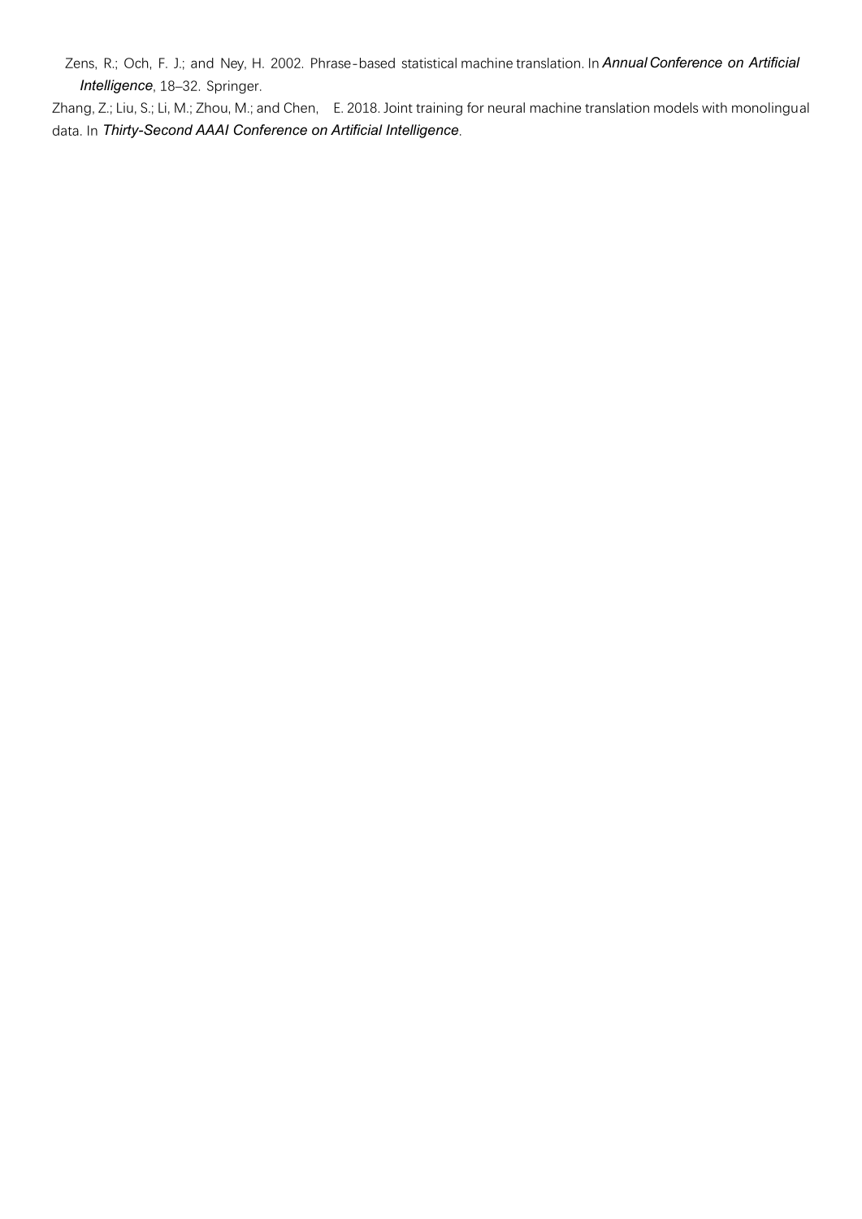Zens, R.; Och, F. J.; and Ney, H. 2002. Phrase-based statistical machine translation. In *Annual Conference on Artificial Intelligence*, 18–32. Springer.

Zhang, Z.; Liu, S.; Li, M.; Zhou, M.; and Chen, E. 2018. Joint training for neural machine translation models with monolingual data. In *Thirty-Second AAAI Conference on Artificial Intelligence*.